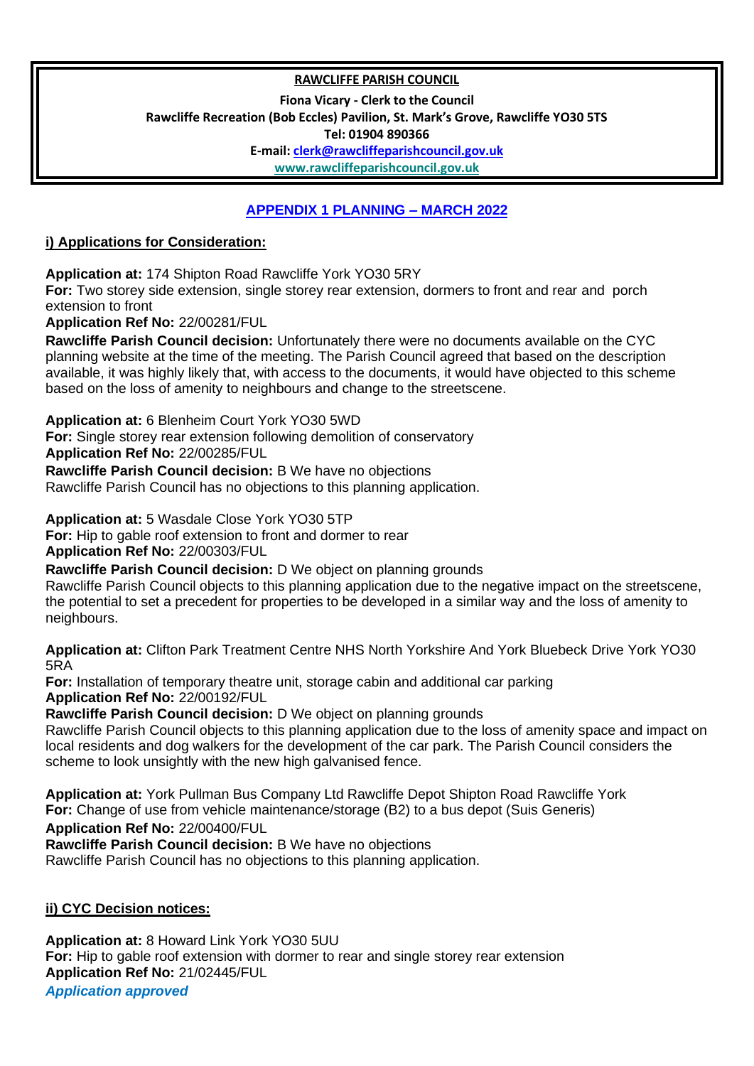**RAWCLIFFE PARISH COUNCIL**

**Fiona Vicary - Clerk to the Council**
**Rawcliffe Recreation (Bob Eccles) Pavilion, St. Mark's Grove, Rawcliffe YO30 5TS**
**Tel: 01904 890366**
**E-mail: clerk@rawcliffeparishcouncil.gov.uk**
**www.rawcliffeparishcouncil.gov.uk**

# APPENDIX 1 PLANNING – MARCH 2022

## i) Applications for Consideration:

**Application at:** 174 Shipton Road Rawcliffe York YO30 5RY
**For:** Two storey side extension, single storey rear extension, dormers to front and rear and porch extension to front
**Application Ref No:** 22/00281/FUL
**Rawcliffe Parish Council decision:** Unfortunately there were no documents available on the CYC planning website at the time of the meeting. The Parish Council agreed that based on the description available, it was highly likely that, with access to the documents, it would have objected to this scheme based on the loss of amenity to neighbours and change to the streetscene.

**Application at:** 6 Blenheim Court York YO30 5WD
**For:** Single storey rear extension following demolition of conservatory
**Application Ref No:** 22/00285/FUL
**Rawcliffe Parish Council decision:** B We have no objections
Rawcliffe Parish Council has no objections to this planning application.

**Application at:** 5 Wasdale Close York YO30 5TP
**For:** Hip to gable roof extension to front and dormer to rear
**Application Ref No:** 22/00303/FUL
**Rawcliffe Parish Council decision:** D We object on planning grounds
Rawcliffe Parish Council objects to this planning application due to the negative impact on the streetscene, the potential to set a precedent for properties to be developed in a similar way and the loss of amenity to neighbours.

**Application at:** Clifton Park Treatment Centre NHS North Yorkshire And York Bluebeck Drive York YO30 5RA
**For:** Installation of temporary theatre unit, storage cabin and additional car parking
**Application Ref No:** 22/00192/FUL
**Rawcliffe Parish Council decision:** D We object on planning grounds
Rawcliffe Parish Council objects to this planning application due to the loss of amenity space and impact on local residents and dog walkers for the development of the car park. The Parish Council considers the scheme to look unsightly with the new high galvanised fence.

**Application at:** York Pullman Bus Company Ltd Rawcliffe Depot Shipton Road Rawcliffe York
**For:** Change of use from vehicle maintenance/storage (B2) to a bus depot (Suis Generis)
**Application Ref No:** 22/00400/FUL
**Rawcliffe Parish Council decision:** B We have no objections
Rawcliffe Parish Council has no objections to this planning application.

## ii) CYC Decision notices:

**Application at:** 8 Howard Link York YO30 5UU
**For:** Hip to gable roof extension with dormer to rear and single storey rear extension
**Application Ref No:** 21/02445/FUL
***Application approved***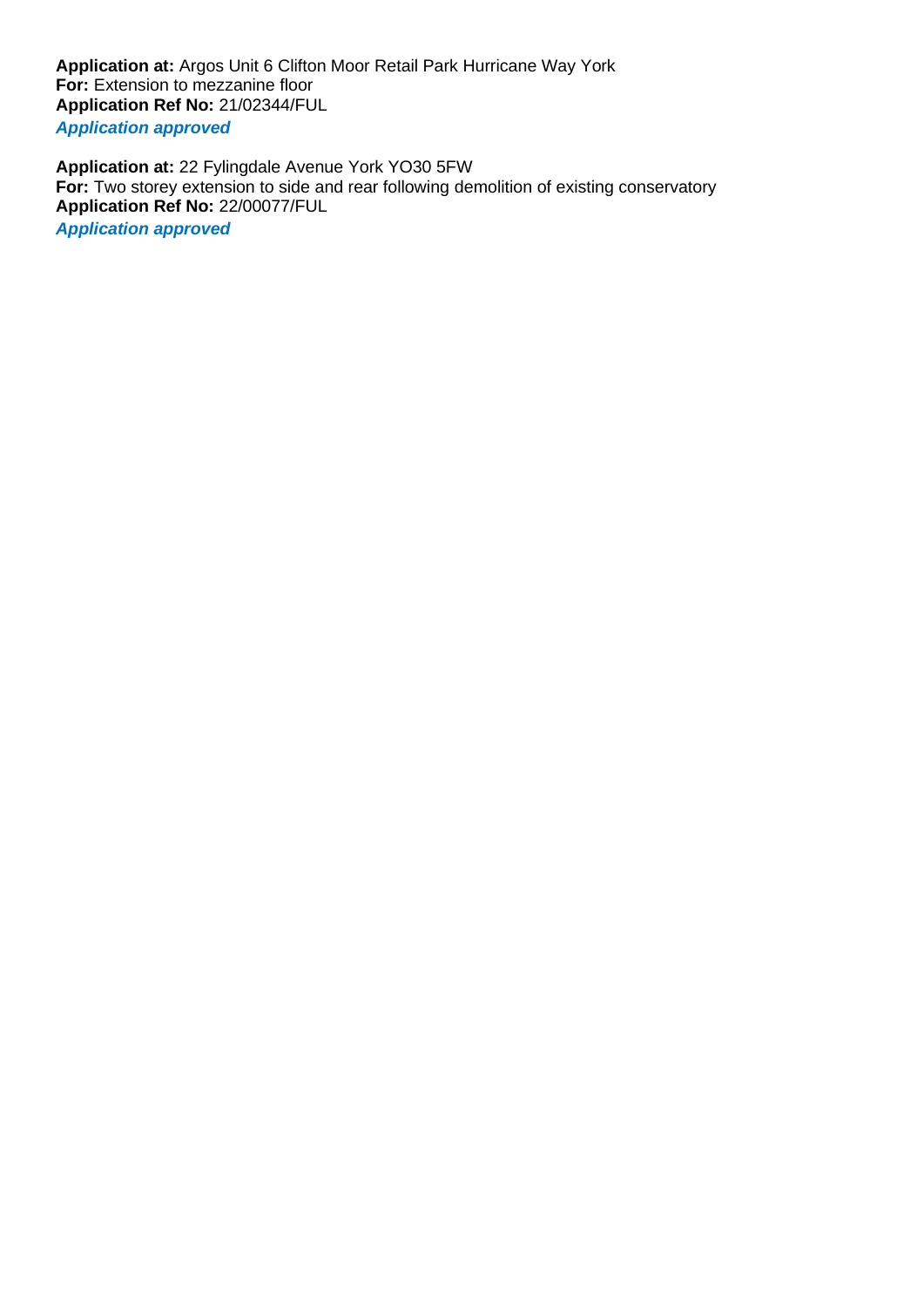**Application at:** Argos Unit 6 Clifton Moor Retail Park Hurricane Way York
**For:** Extension to mezzanine floor
**Application Ref No:** 21/02344/FUL
***Application approved***

**Application at:** 22 Fylingdale Avenue York YO30 5FW
**For:** Two storey extension to side and rear following demolition of existing conservatory
**Application Ref No:** 22/00077/FUL
***Application approved***